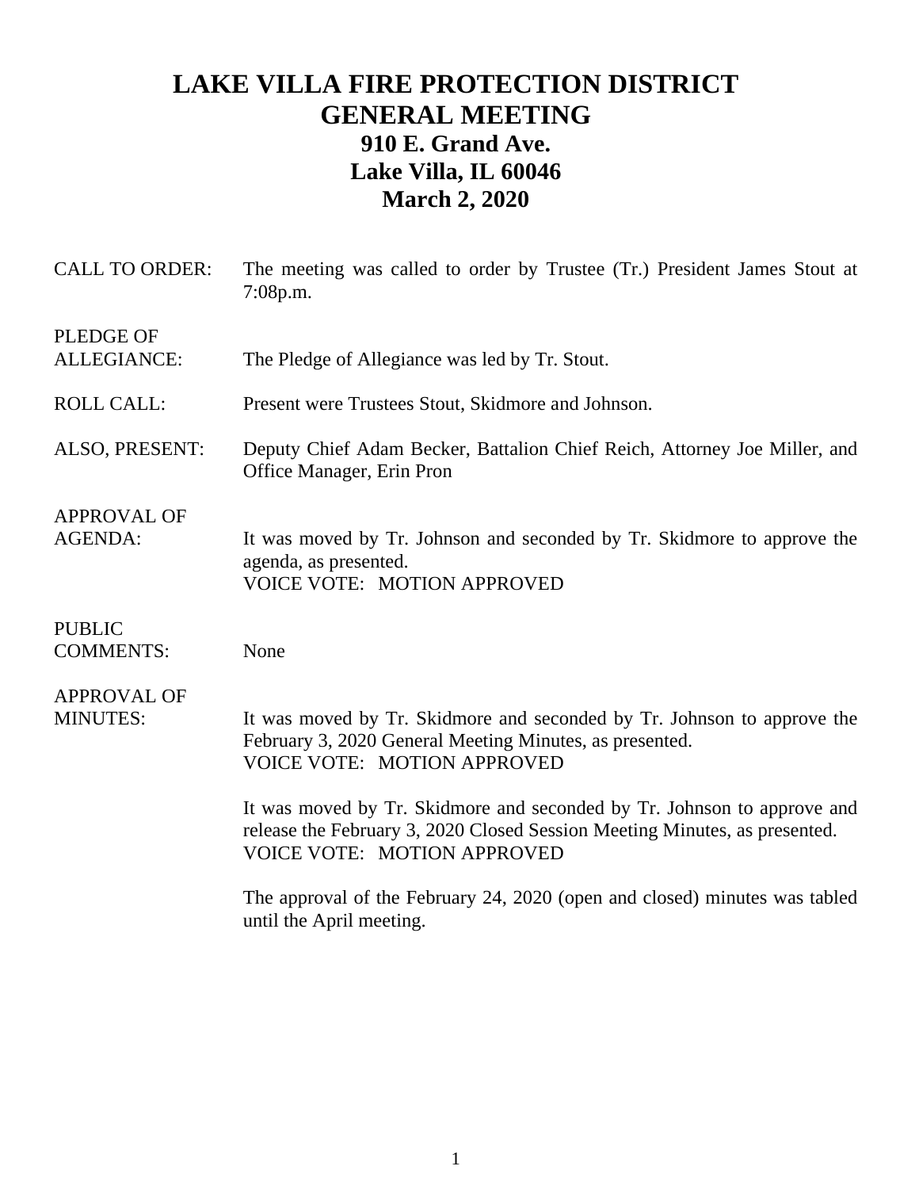# LAKE VILLA FIRE PROTECTION DISTRICT
# GENERAL MEETING
## 910 E. Grand Ave.
## Lake Villa, IL 60046
## March 2, 2020

**CALL TO ORDER:** The meeting was called to order by Trustee (Tr.) President James Stout at 7:08p.m.

**PLEDGE OF ALLEGIANCE:** The Pledge of Allegiance was led by Tr. Stout.

**ROLL CALL:** Present were Trustees Stout, Skidmore and Johnson.

**ALSO, PRESENT:** Deputy Chief Adam Becker, Battalion Chief Reich, Attorney Joe Miller, and Office Manager, Erin Pron

**APPROVAL OF AGENDA:** It was moved by Tr. Johnson and seconded by Tr. Skidmore to approve the agenda, as presented.
VOICE VOTE: MOTION APPROVED

**PUBLIC COMMENTS:** None

**APPROVAL OF MINUTES:** It was moved by Tr. Skidmore and seconded by Tr. Johnson to approve the February 3, 2020 General Meeting Minutes, as presented.
VOICE VOTE: MOTION APPROVED

It was moved by Tr. Skidmore and seconded by Tr. Johnson to approve and release the February 3, 2020 Closed Session Meeting Minutes, as presented.
VOICE VOTE: MOTION APPROVED

The approval of the February 24, 2020 (open and closed) minutes was tabled until the April meeting.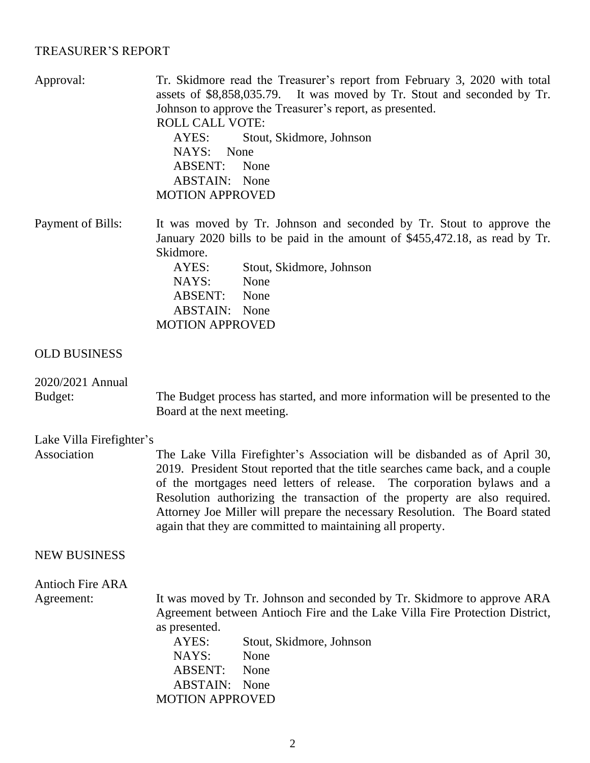## TREASURER'S REPORT

**Approval:** Tr. Skidmore read the Treasurer's report from February 3, 2020 with total assets of $8,858,035.79. It was moved by Tr. Stout and seconded by Tr. Johnson to approve the Treasurer's report, as presented.

ROLL CALL VOTE:
- AYES: Stout, Skidmore, Johnson
- NAYS: None
- ABSENT: None
- ABSTAIN: None

MOTION APPROVED

**Payment of Bills:** It was moved by Tr. Johnson and seconded by Tr. Stout to approve the January 2020 bills to be paid in the amount of $455,472.18, as read by Tr. Skidmore.
- AYES: Stout, Skidmore, Johnson
- NAYS: None
- ABSENT: None
- ABSTAIN: None

MOTION APPROVED

## OLD BUSINESS

**2020/2021 Annual Budget:** The Budget process has started, and more information will be presented to the Board at the next meeting.

**Lake Villa Firefighter's Association** The Lake Villa Firefighter's Association will be disbanded as of April 30, 2019. President Stout reported that the title searches came back, and a couple of the mortgages need letters of release. The corporation bylaws and a Resolution authorizing the transaction of the property are also required. Attorney Joe Miller will prepare the necessary Resolution. The Board stated again that they are committed to maintaining all property.

## NEW BUSINESS

**Antioch Fire ARA Agreement:** It was moved by Tr. Johnson and seconded by Tr. Skidmore to approve ARA Agreement between Antioch Fire and the Lake Villa Fire Protection District, as presented.
- AYES: Stout, Skidmore, Johnson
- NAYS: None
- ABSENT: None
- ABSTAIN: None

MOTION APPROVED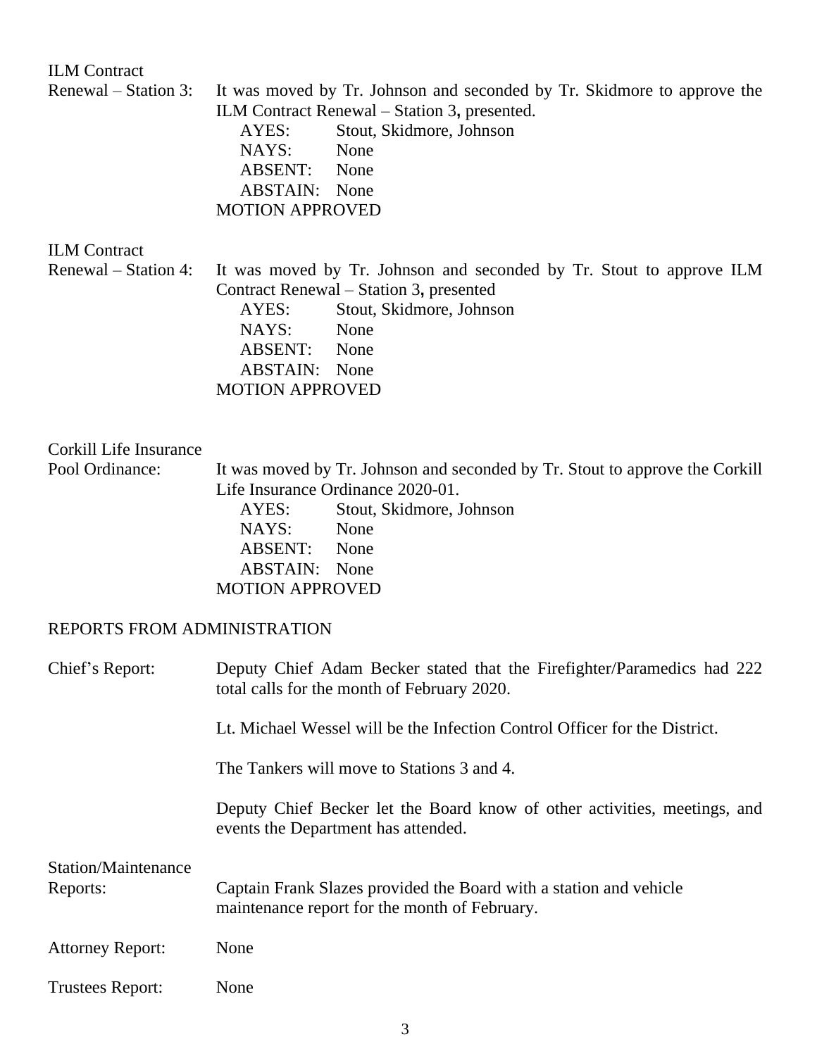ILM Contract
Renewal – Station 3: It was moved by Tr. Johnson and seconded by Tr. Skidmore to approve the ILM Contract Renewal – Station 3, presented.

AYES: Stout, Skidmore, Johnson
NAYS: None
ABSENT: None
ABSTAIN: None
MOTION APPROVED

ILM Contract
Renewal – Station 4: It was moved by Tr. Johnson and seconded by Tr. Stout to approve ILM Contract Renewal – Station 3, presented

AYES: Stout, Skidmore, Johnson
NAYS: None
ABSENT: None
ABSTAIN: None
MOTION APPROVED

Corkill Life Insurance
Pool Ordinance: It was moved by Tr. Johnson and seconded by Tr. Stout to approve the Corkill Life Insurance Ordinance 2020-01.

AYES: Stout, Skidmore, Johnson
NAYS: None
ABSENT: None
ABSTAIN: None
MOTION APPROVED

REPORTS FROM ADMINISTRATION

Chief's Report: Deputy Chief Adam Becker stated that the Firefighter/Paramedics had 222 total calls for the month of February 2020.

Lt. Michael Wessel will be the Infection Control Officer for the District.

The Tankers will move to Stations 3 and 4.

Deputy Chief Becker let the Board know of other activities, meetings, and events the Department has attended.

Station/Maintenance
Reports: Captain Frank Slazes provided the Board with a station and vehicle maintenance report for the month of February.

Attorney Report: None

Trustees Report: None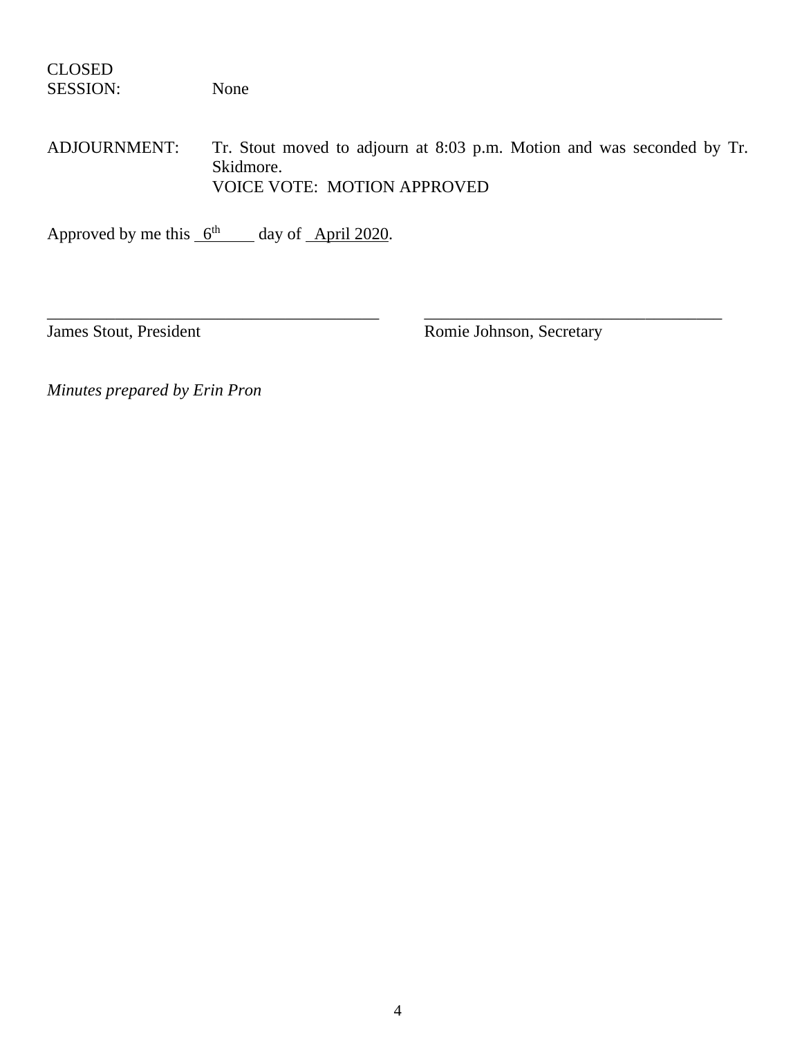CLOSED SESSION: None

ADJOURNMENT: Tr. Stout moved to adjourn at 8:03 p.m. Motion and was seconded by Tr. Skidmore.
VOICE VOTE: MOTION APPROVED

Approved by me this 6th day of April 2020.

\_\_\_\_\_\_\_\_\_\_\_\_\_\_\_\_\_\_\_\_\_\_\_\_\_\_\_\_\_\_\_\_\_\_\_\_\_\_\_\_
James Stout, President

\_\_\_\_\_\_\_\_\_\_\_\_\_\_\_\_\_\_\_\_\_\_\_\_\_\_\_\_\_\_\_\_\_\_\_\_\_\_\_\_
Romie Johnson, Secretary

*Minutes prepared by Erin Pron*